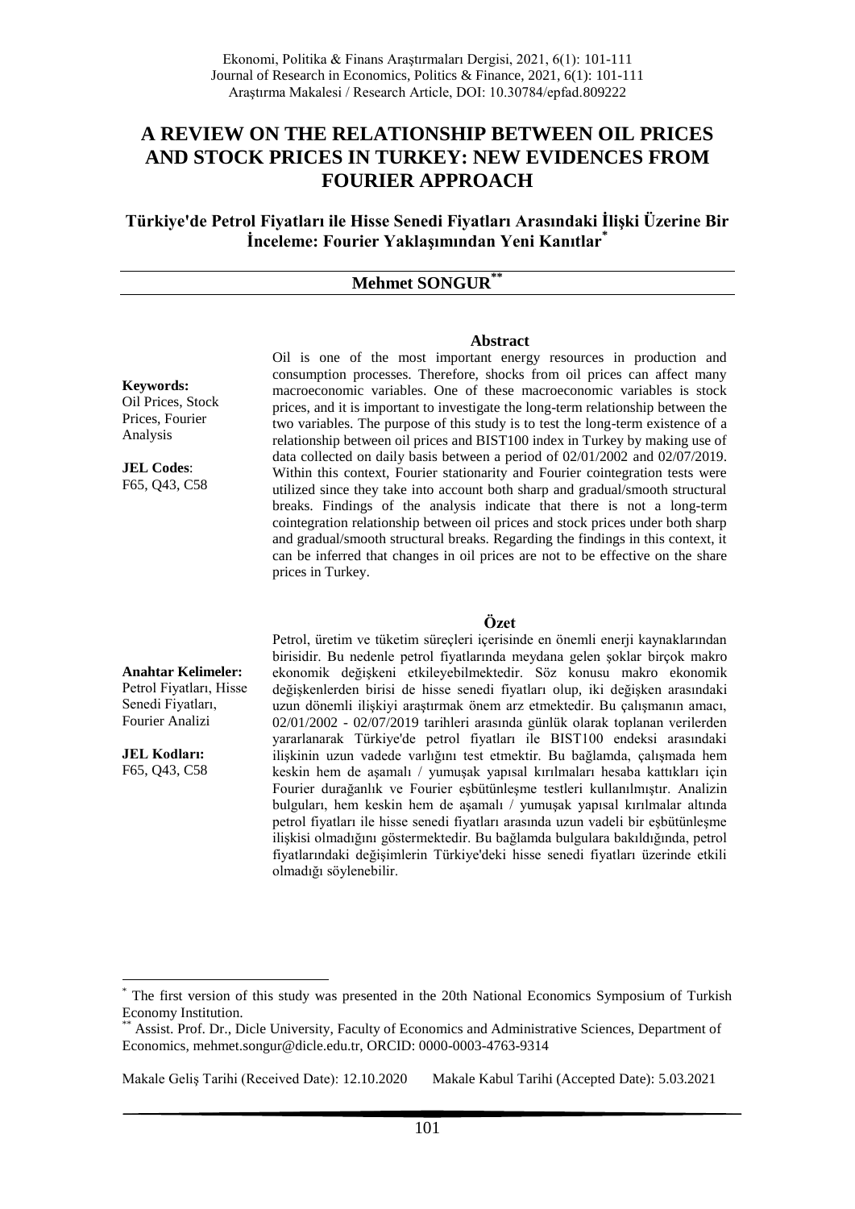# A REVIEW ON THE RELATIONSHIP BETWEEN OIL PRICES AND STOCK PRICES IN TURKEY: NEW EVIDENCES FROM FOURIER APPROACH

## Türkiye'de Petrol Fiyatları ile Hisse Senedi Fiyatları Arasındaki İlişki Üzerine Bir İnceleme: Fourier Yaklaşımından Yeni Kanıtlar[*]

**Mehmet SONGUR[**]**

### Abstract

**Keywords:** Oil Prices, Stock Prices, Fourier Analysis

**JEL Codes**: F65, Q43, C58

Oil is one of the most important energy resources in production and consumption processes. Therefore, shocks from oil prices can affect many macroeconomic variables. One of these macroeconomic variables is stock prices, and it is important to investigate the long-term relationship between the two variables. The purpose of this study is to test the long-term existence of a relationship between oil prices and BIST100 index in Turkey by making use of data collected on daily basis between a period of 02/01/2002 and 02/07/2019. Within this context, Fourier stationarity and Fourier cointegration tests were utilized since they take into account both sharp and gradual/smooth structural breaks. Findings of the analysis indicate that there is not a long-term cointegration relationship between oil prices and stock prices under both sharp and gradual/smooth structural breaks. Regarding the findings in this context, it can be inferred that changes in oil prices are not to be effective on the share prices in Turkey.

### Özet

**Anahtar Kelimeler:** Petrol Fiyatları, Hisse Senedi Fiyatları, Fourier Analizi

**JEL Kodları:** F65, Q43, C58

Petrol, üretim ve tüketim süreçleri içerisinde en önemli enerji kaynaklarından birisidir. Bu nedenle petrol fiyatlarında meydana gelen şoklar birçok makro ekonomik değişkeni etkileyebilmektedir. Söz konusu makro ekonomik değişkenlerden birisi de hisse senedi fiyatları olup, iki değişken arasındaki uzun dönemli ilişkiyi araştırmak önem arz etmektedir. Bu çalışmanın amacı, 02/01/2002 - 02/07/2019 tarihleri arasında günlük olarak toplanan verilerden yararlanarak Türkiye'de petrol fiyatları ile BIST100 endeksi arasındaki ilişkinin uzun vadede varlığını test etmektir. Bu bağlamda, çalışmada hem keskin hem de aşamalı / yumuşak yapısal kırılmaları hesaba kattıkları için Fourier durağanlık ve Fourier eşbütünleşme testleri kullanılmıştır. Analizin bulguları, hem keskin hem de aşamalı / yumuşak yapısal kırılmalar altında petrol fiyatları ile hisse senedi fiyatları arasında uzun vadeli bir eşbütünleşme ilişkisi olmadığını göstermektedir. Bu bağlamda bulgulara bakıldığında, petrol fiyatlarındaki değişimlerin Türkiye'deki hisse senedi fiyatları üzerinde etkili olmadığı söylenebilir.

---

[*] The first version of this study was presented in the 20th National Economics Symposium of Turkish Economy Institution.

[**] Assist. Prof. Dr., Dicle University, Faculty of Economics and Administrative Sciences, Department of Economics, mehmet.songur@dicle.edu.tr, ORCID: 0000-0003-4763-9314

Makale Geliş Tarihi (Received Date): 12.10.2020 Makale Kabul Tarihi (Accepted Date): 5.03.2021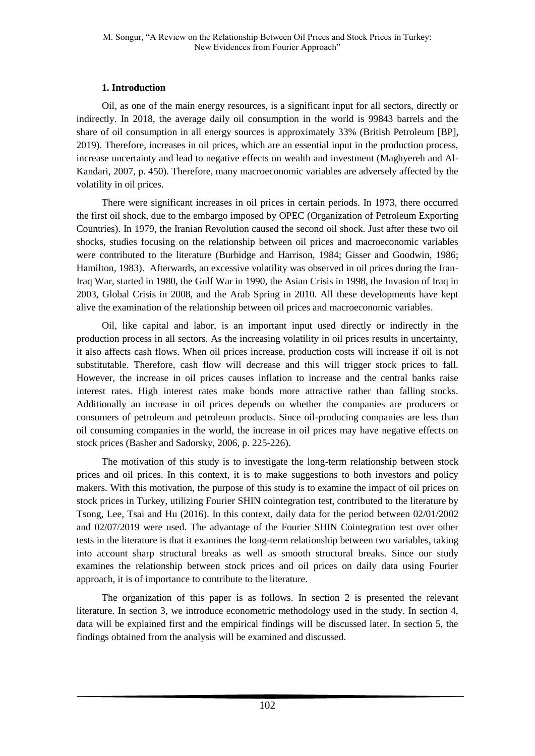## 1. Introduction

Oil, as one of the main energy resources, is a significant input for all sectors, directly or indirectly. In 2018, the average daily oil consumption in the world is 99843 barrels and the share of oil consumption in all energy sources is approximately 33% (British Petroleum [BP], 2019). Therefore, increases in oil prices, which are an essential input in the production process, increase uncertainty and lead to negative effects on wealth and investment (Maghyereh and Al-Kandari, 2007, p. 450). Therefore, many macroeconomic variables are adversely affected by the volatility in oil prices.

There were significant increases in oil prices in certain periods. In 1973, there occurred the first oil shock, due to the embargo imposed by OPEC (Organization of Petroleum Exporting Countries). In 1979, the Iranian Revolution caused the second oil shock. Just after these two oil shocks, studies focusing on the relationship between oil prices and macroeconomic variables were contributed to the literature (Burbidge and Harrison, 1984; Gisser and Goodwin, 1986; Hamilton, 1983). Afterwards, an excessive volatility was observed in oil prices during the Iran-Iraq War, started in 1980, the Gulf War in 1990, the Asian Crisis in 1998, the Invasion of Iraq in 2003, Global Crisis in 2008, and the Arab Spring in 2010. All these developments have kept alive the examination of the relationship between oil prices and macroeconomic variables.

Oil, like capital and labor, is an important input used directly or indirectly in the production process in all sectors. As the increasing volatility in oil prices results in uncertainty, it also affects cash flows. When oil prices increase, production costs will increase if oil is not substitutable. Therefore, cash flow will decrease and this will trigger stock prices to fall. However, the increase in oil prices causes inflation to increase and the central banks raise interest rates. High interest rates make bonds more attractive rather than falling stocks. Additionally an increase in oil prices depends on whether the companies are producers or consumers of petroleum and petroleum products. Since oil-producing companies are less than oil consuming companies in the world, the increase in oil prices may have negative effects on stock prices (Basher and Sadorsky, 2006, p. 225-226).

The motivation of this study is to investigate the long-term relationship between stock prices and oil prices. In this context, it is to make suggestions to both investors and policy makers. With this motivation, the purpose of this study is to examine the impact of oil prices on stock prices in Turkey, utilizing Fourier SHIN cointegration test, contributed to the literature by Tsong, Lee, Tsai and Hu (2016). In this context, daily data for the period between 02/01/2002 and 02/07/2019 were used. The advantage of the Fourier SHIN Cointegration test over other tests in the literature is that it examines the long-term relationship between two variables, taking into account sharp structural breaks as well as smooth structural breaks. Since our study examines the relationship between stock prices and oil prices on daily data using Fourier approach, it is of importance to contribute to the literature.

The organization of this paper is as follows. In section 2 is presented the relevant literature. In section 3, we introduce econometric methodology used in the study. In section 4, data will be explained first and the empirical findings will be discussed later. In section 5, the findings obtained from the analysis will be examined and discussed.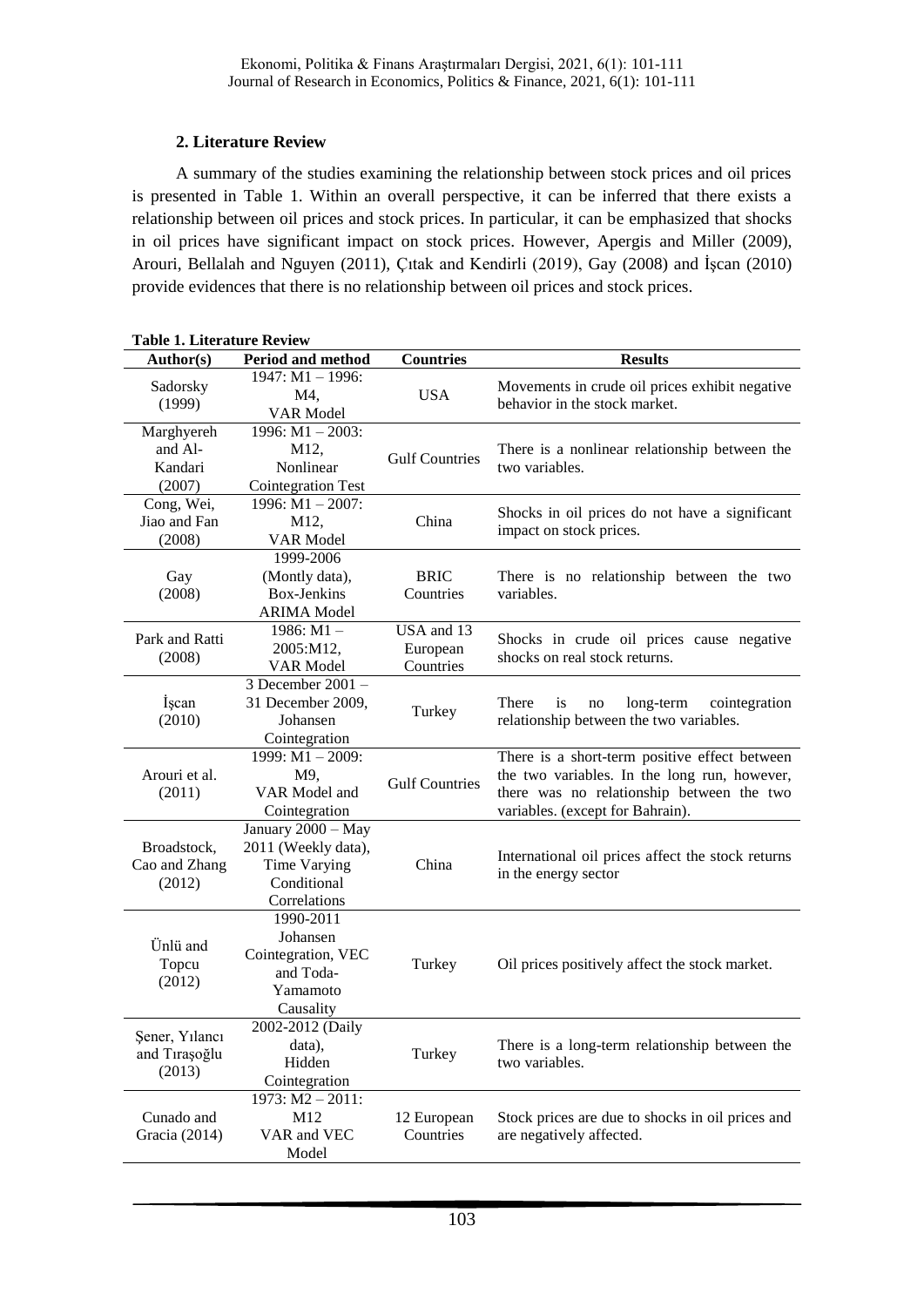## 2. Literature Review

A summary of the studies examining the relationship between stock prices and oil prices is presented in Table 1. Within an overall perspective, it can be inferred that there exists a relationship between oil prices and stock prices. In particular, it can be emphasized that shocks in oil prices have significant impact on stock prices. However, Apergis and Miller (2009), Arouri, Bellalah and Nguyen (2011), Çıtak and Kendirli (2019), Gay (2008) and İşcan (2010) provide evidences that there is no relationship between oil prices and stock prices.

**Table 1. Literature Review**

| Author(s) | Period and method | Countries | Results |
|---|---|---|---|
| Sadorsky (1999) | 1947: M1 – 1996: M4, VAR Model | USA | Movements in crude oil prices exhibit negative behavior in the stock market. |
| Marghyereh and Al-Kandari (2007) | 1996: M1 – 2003: M12, Nonlinear Cointegration Test | Gulf Countries | There is a nonlinear relationship between the two variables. |
| Cong, Wei, Jiao and Fan (2008) | 1996: M1 – 2007: M12, VAR Model | China | Shocks in oil prices do not have a significant impact on stock prices. |
| Gay (2008) | 1999-2006 (Montly data), Box-Jenkins ARIMA Model | BRIC Countries | There is no relationship between the two variables. |
| Park and Ratti (2008) | 1986: M1 – 2005:M12, VAR Model | USA and 13 European Countries | Shocks in crude oil prices cause negative shocks on real stock returns. |
| İşcan (2010) | 3 December 2001 – 31 December 2009, Johansen Cointegration | Turkey | There is no long-term cointegration relationship between the two variables. |
| Arouri et al. (2011) | 1999: M1 – 2009: M9, VAR Model and Cointegration | Gulf Countries | There is a short-term positive effect between the two variables. In the long run, however, there was no relationship between the two variables. (except for Bahrain). |
| Broadstock, Cao and Zhang (2012) | January 2000 – May 2011 (Weekly data), Time Varying Conditional Correlations | China | International oil prices affect the stock returns in the energy sector |
| Ünlü and Topcu (2012) | 1990-2011 Johansen Cointegration, VEC and Toda-Yamamoto Causality | Turkey | Oil prices positively affect the stock market. |
| Şener, Yılancı and Tıraşoğlu (2013) | 2002-2012 (Daily data), Hidden Cointegration | Turkey | There is a long-term relationship between the two variables. |
| Cunado and Gracia (2014) | 1973: M2 – 2011: M12 VAR and VEC Model | 12 European Countries | Stock prices are due to shocks in oil prices and are negatively affected. |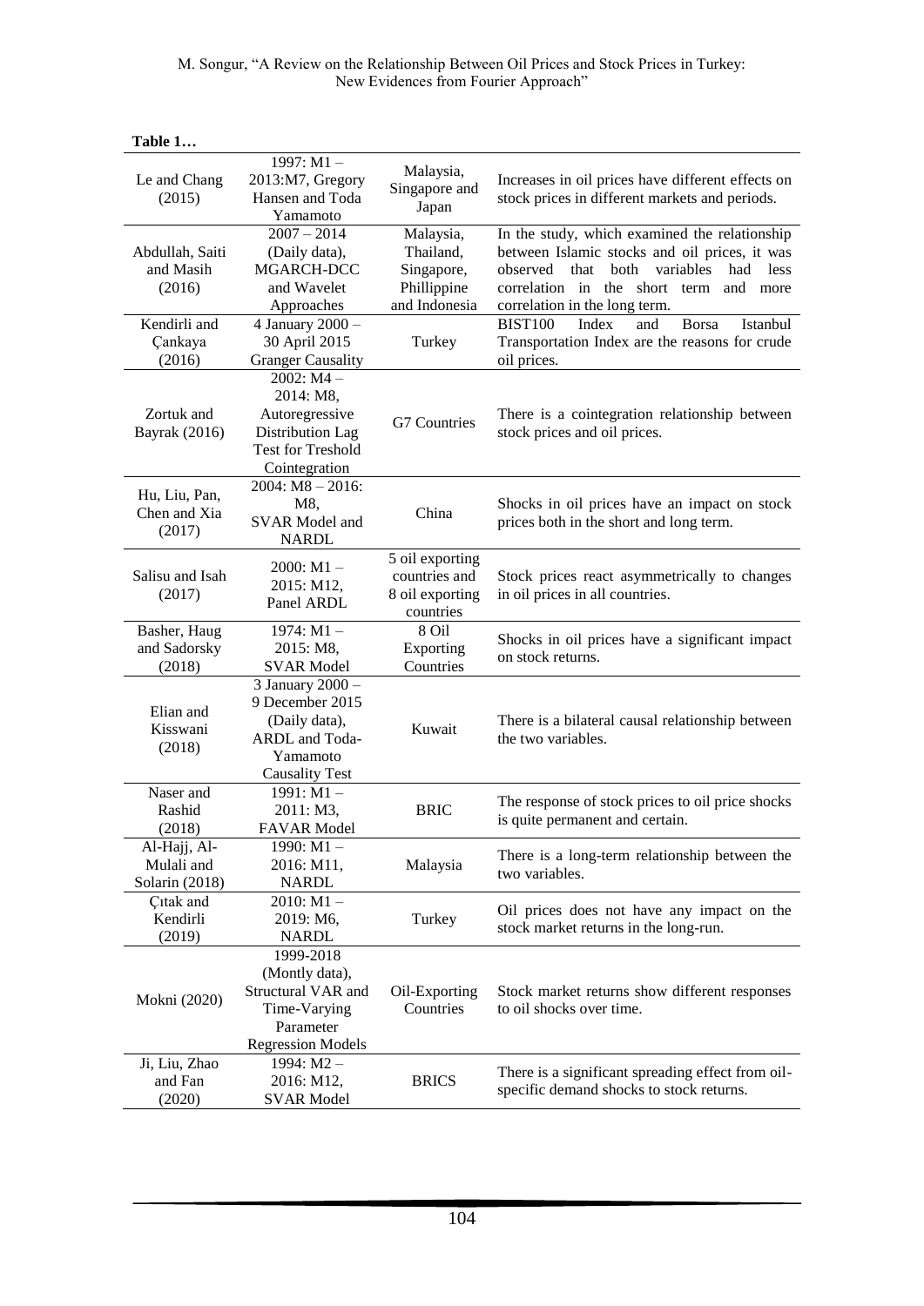**Table 1…**

| | | | |
|---|---|---|---|
| Le and Chang (2015) | 1997: M1 – 2013:M7, Gregory Hansen and Toda Yamamoto | Malaysia, Singapore and Japan | Increases in oil prices have different effects on stock prices in different markets and periods. |
| Abdullah, Saiti and Masih (2016) | 2007 – 2014 (Daily data), MGARCH-DCC and Wavelet Approaches | Malaysia, Thailand, Singapore, Phillippine and Indonesia | In the study, which examined the relationship between Islamic stocks and oil prices, it was observed that both variables had less correlation in the short term and more correlation in the long term. |
| Kendirli and Çankaya (2016) | 4 January 2000 – 30 April 2015 Granger Causality | Turkey | BIST100 Index and Borsa Istanbul Transportation Index are the reasons for crude oil prices. |
| Zortuk and Bayrak (2016) | 2002: M4 – 2014: M8, Autoregressive Distribution Lag Test for Treshold Cointegration | G7 Countries | There is a cointegration relationship between stock prices and oil prices. |
| Hu, Liu, Pan, Chen and Xia (2017) | 2004: M8 – 2016: M8, SVAR Model and NARDL | China | Shocks in oil prices have an impact on stock prices both in the short and long term. |
| Salisu and Isah (2017) | 2000: M1 – 2015: M12, Panel ARDL | 5 oil exporting countries and 8 oil exporting countries | Stock prices react asymmetrically to changes in oil prices in all countries. |
| Basher, Haug and Sadorsky (2018) | 1974: M1 – 2015: M8, SVAR Model | 8 Oil Exporting Countries | Shocks in oil prices have a significant impact on stock returns. |
| Elian and Kisswani (2018) | 3 January 2000 – 9 December 2015 (Daily data), ARDL and Toda-Yamamoto Causality Test | Kuwait | There is a bilateral causal relationship between the two variables. |
| Naser and Rashid (2018) | 1991: M1 – 2011: M3, FAVAR Model | BRIC | The response of stock prices to oil price shocks is quite permanent and certain. |
| Al-Hajj, Al-Mulali and Solarin (2018) | 1990: M1 – 2016: M11, NARDL | Malaysia | There is a long-term relationship between the two variables. |
| Çıtak and Kendirli (2019) | 2010: M1 – 2019: M6, NARDL | Turkey | Oil prices does not have any impact on the stock market returns in the long-run. |
| Mokni (2020) | 1999-2018 (Montly data), Structural VAR and Time-Varying Parameter Regression Models | Oil-Exporting Countries | Stock market returns show different responses to oil shocks over time. |
| Ji, Liu, Zhao and Fan (2020) | 1994: M2 – 2016: M12, SVAR Model | BRICS | There is a significant spreading effect from oil-specific demand shocks to stock returns. |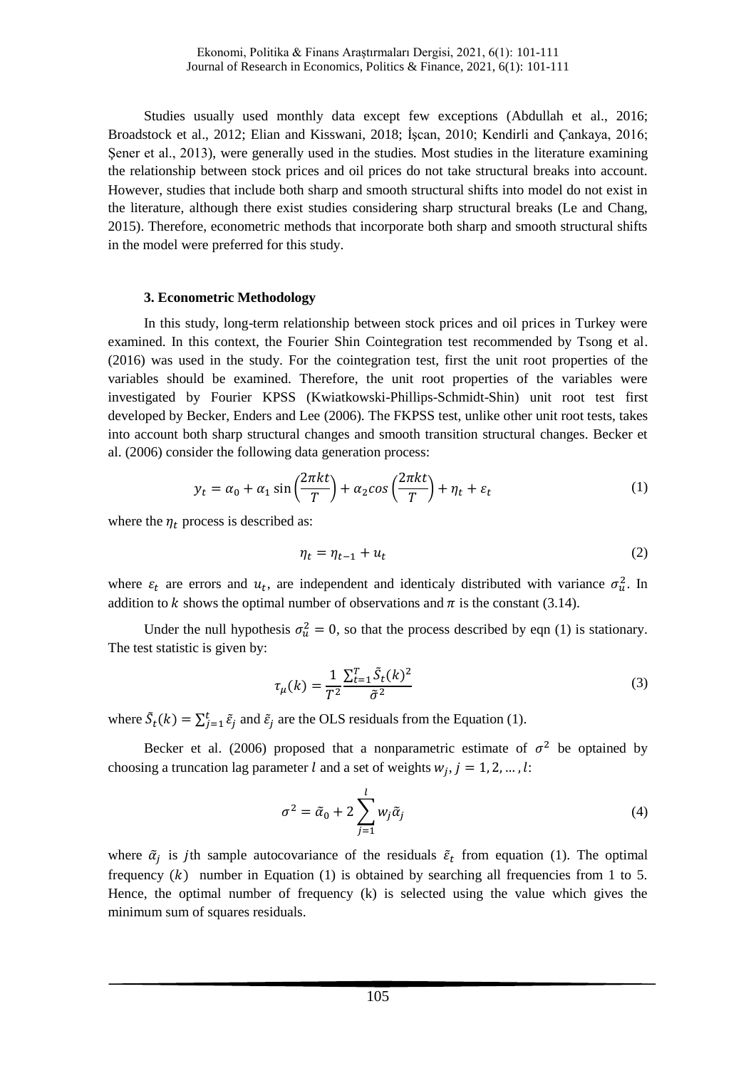Studies usually used monthly data except few exceptions (Abdullah et al., 2016; Broadstock et al., 2012; Elian and Kisswani, 2018; İşcan, 2010; Kendirli and Çankaya, 2016; Şener et al., 2013), were generally used in the studies. Most studies in the literature examining the relationship between stock prices and oil prices do not take structural breaks into account. However, studies that include both sharp and smooth structural shifts into model do not exist in the literature, although there exist studies considering sharp structural breaks (Le and Chang, 2015). Therefore, econometric methods that incorporate both sharp and smooth structural shifts in the model were preferred for this study.

### 3. Econometric Methodology

In this study, long-term relationship between stock prices and oil prices in Turkey were examined. In this context, the Fourier Shin Cointegration test recommended by Tsong et al. (2016) was used in the study. For the cointegration test, first the unit root properties of the variables should be examined. Therefore, the unit root properties of the variables were investigated by Fourier KPSS (Kwiatkowski-Phillips-Schmidt-Shin) unit root test first developed by Becker, Enders and Lee (2006). The FKPSS test, unlike other unit root tests, takes into account both sharp structural changes and smooth transition structural changes. Becker et al. (2006) consider the following data generation process:

$$y_t = \alpha_0 + \alpha_1 \sin\left(\frac{2\pi kt}{T}\right) + \alpha_2 cos\left(\frac{2\pi kt}{T}\right) + \eta_t + \varepsilon_t \tag{1}$$

where the $\eta_t$ process is described as:

$$\eta_t = \eta_{t-1} + u_t \tag{2}$$

where $\varepsilon_t$ are errors and $u_t$, are independent and identicaly distributed with variance $\sigma_u^2$. In addition to $k$ shows the optimal number of observations and $\pi$ is the constant (3.14).

Under the null hypothesis $\sigma_u^2 = 0$, so that the process described by eqn (1) is stationary. The test statistic is given by:

$$\tau_\mu(k) = \frac{1}{T^2}\frac{\sum_{t=1}^{T}\tilde{S}_t(k)^2}{\tilde{\sigma}^2} \tag{3}$$

where $\tilde{S}_t(k) = \sum_{j=1}^{t}\tilde{\varepsilon}_j$ and $\tilde{\varepsilon}_j$ are the OLS residuals from the Equation (1).

Becker et al. (2006) proposed that a nonparametric estimate of $\sigma^2$ be optained by choosing a truncation lag parameter $l$ and a set of weights $w_j$, $j = 1, 2, \ldots, l$:

$$\sigma^2 = \tilde{\alpha}_0 + 2\sum_{j=1}^{l} w_j\tilde{\alpha}_j \tag{4}$$

where $\tilde{\alpha}_j$ is $j$th sample autocovariance of the residuals $\tilde{\varepsilon}_t$ from equation (1). The optimal frequency $(k)$ number in Equation (1) is obtained by searching all frequencies from 1 to 5. Hence, the optimal number of frequency (k) is selected using the value which gives the minimum sum of squares residuals.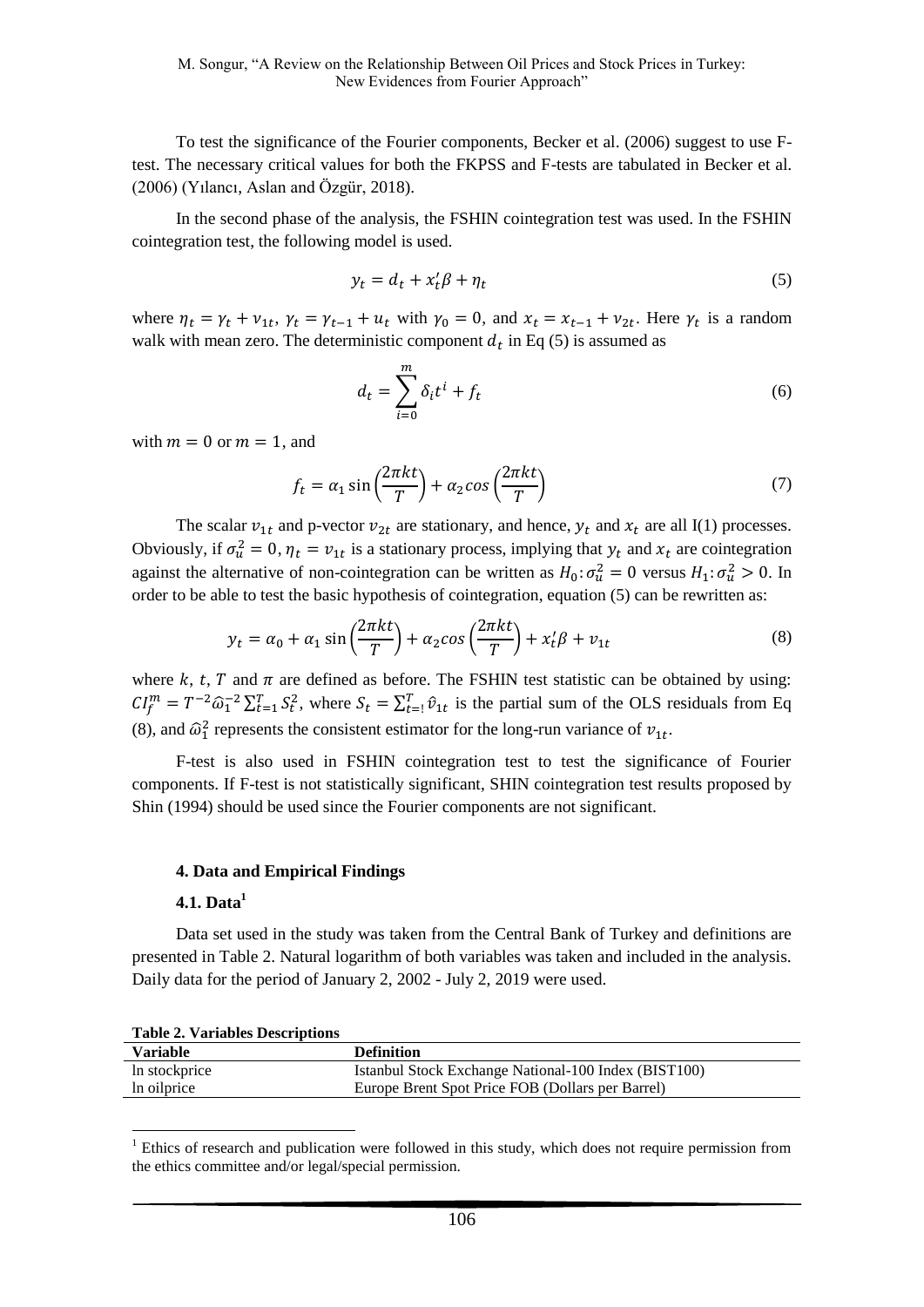To test the significance of the Fourier components, Becker et al. (2006) suggest to use F-test. The necessary critical values for both the FKPSS and F-tests are tabulated in Becker et al. (2006) (Yılancı, Aslan and Özgür, 2018).

In the second phase of the analysis, the FSHIN cointegration test was used. In the FSHIN cointegration test, the following model is used.

$$y_t = d_t + x_t'\beta + \eta_t \tag{5}$$

where $\eta_t = \gamma_t + v_{1t}$, $\gamma_t = \gamma_{t-1} + u_t$ with $\gamma_0 = 0$, and $x_t = x_{t-1} + v_{2t}$. Here $\gamma_t$ is a random walk with mean zero. The deterministic component $d_t$ in Eq (5) is assumed as

$$d_t = \sum_{i=0}^{m} \delta_i t^i + f_t \tag{6}$$

with $m = 0$ or $m = 1$, and

$$f_t = \alpha_1 \sin\left(\frac{2\pi kt}{T}\right) + \alpha_2 cos\left(\frac{2\pi kt}{T}\right) \tag{7}$$

The scalar $v_{1t}$ and p-vector $v_{2t}$ are stationary, and hence, $y_t$ and $x_t$ are all I(1) processes. Obviously, if $\sigma_u^2 = 0$, $\eta_t = v_{1t}$ is a stationary process, implying that $y_t$ and $x_t$ are cointegration against the alternative of non-cointegration can be written as $H_0\colon \sigma_u^2 = 0$ versus $H_1\colon \sigma_u^2 > 0$. In order to be able to test the basic hypothesis of cointegration, equation (5) can be rewritten as:

$$y_t = \alpha_0 + \alpha_1 \sin\left(\frac{2\pi kt}{T}\right) + \alpha_2 cos\left(\frac{2\pi kt}{T}\right) + x_t'\beta + v_{1t} \tag{8}$$

where $k$, $t$, $T$ and $\pi$ are defined as before. The FSHIN test statistic can be obtained by using: $CI_f^m = T^{-2}\widehat{\omega}_1^{-2}\sum_{t=1}^{T} S_t^2$, where $S_t = \sum_{t=!}^{T} \hat{v}_{1t}$ is the partial sum of the OLS residuals from Eq (8), and $\widehat{\omega}_1^2$ represents the consistent estimator for the long-run variance of $v_{1t}$.

F-test is also used in FSHIN cointegration test to test the significance of Fourier components. If F-test is not statistically significant, SHIN cointegration test results proposed by Shin (1994) should be used since the Fourier components are not significant.

## 4. Data and Empirical Findings

### 4.1. Data[1]

Data set used in the study was taken from the Central Bank of Turkey and definitions are presented in Table 2. Natural logarithm of both variables was taken and included in the analysis. Daily data for the period of January 2, 2002 - July 2, 2019 were used.

**Table 2. Variables Descriptions**

| Variable | Definition |
|---|---|
| ln stockprice | Istanbul Stock Exchange National-100 Index (BIST100) |
| ln oilprice | Europe Brent Spot Price FOB (Dollars per Barrel) |

[1] Ethics of research and publication were followed in this study, which does not require permission from the ethics committee and/or legal/special permission.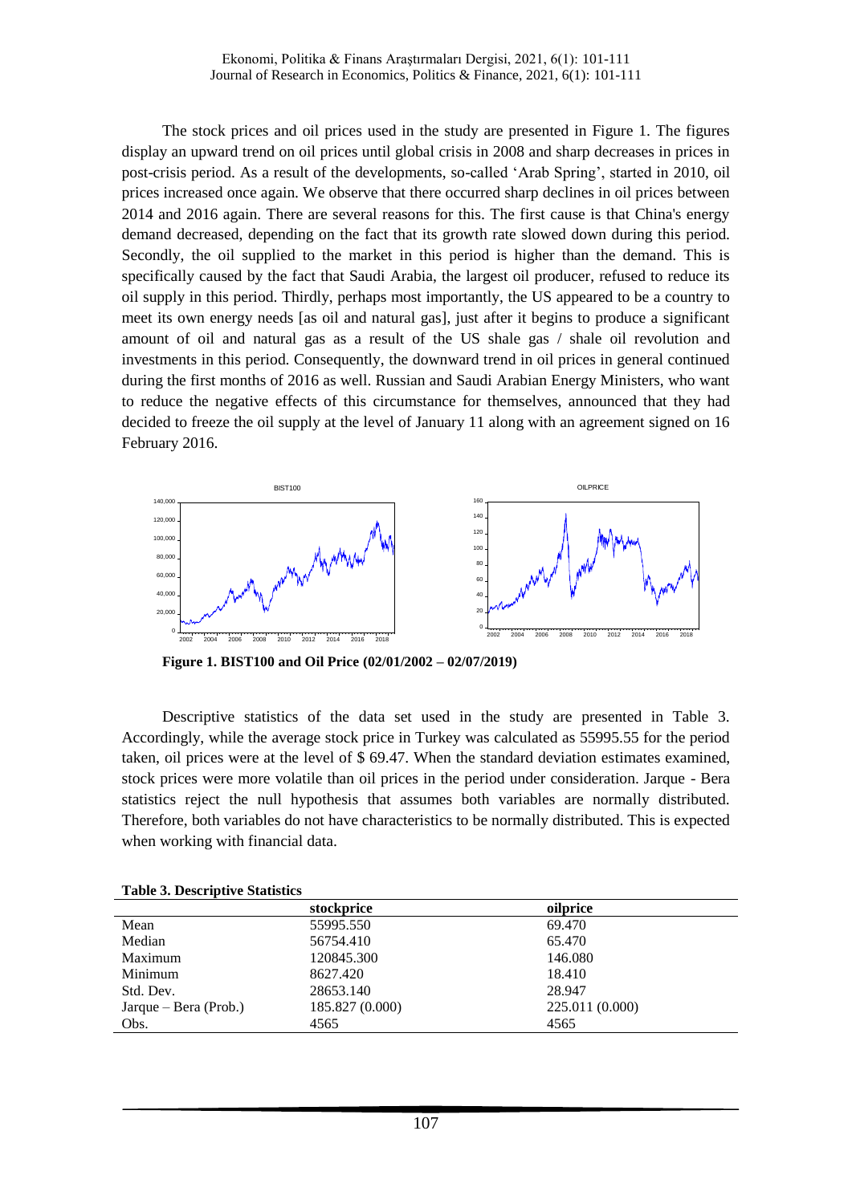The stock prices and oil prices used in the study are presented in Figure 1. The figures display an upward trend on oil prices until global crisis in 2008 and sharp decreases in prices in post-crisis period. As a result of the developments, so-called 'Arab Spring', started in 2010, oil prices increased once again. We observe that there occurred sharp declines in oil prices between 2014 and 2016 again. There are several reasons for this. The first cause is that China's energy demand decreased, depending on the fact that its growth rate slowed down during this period. Secondly, the oil supplied to the market in this period is higher than the demand. This is specifically caused by the fact that Saudi Arabia, the largest oil producer, refused to reduce its oil supply in this period. Thirdly, perhaps most importantly, the US appeared to be a country to meet its own energy needs [as oil and natural gas], just after it begins to produce a significant amount of oil and natural gas as a result of the US shale gas / shale oil revolution and investments in this period. Consequently, the downward trend in oil prices in general continued during the first months of 2016 as well. Russian and Saudi Arabian Energy Ministers, who want to reduce the negative effects of this circumstance for themselves, announced that they had decided to freeze the oil supply at the level of January 11 along with an agreement signed on 16 February 2016.

**Figure 1. BIST100 and Oil Price (02/01/2002 – 02/07/2019)**

Descriptive statistics of the data set used in the study are presented in Table 3. Accordingly, while the average stock price in Turkey was calculated as 55995.55 for the period taken, oil prices were at the level of $ 69.47. When the standard deviation estimates examined, stock prices were more volatile than oil prices in the period under consideration. Jarque - Bera statistics reject the null hypothesis that assumes both variables are normally distributed. Therefore, both variables do not have characteristics to be normally distributed. This is expected when working with financial data.

**Table 3. Descriptive Statistics**

| | stockprice | oilprice |
|---|---|---|
| Mean | 55995.550 | 69.470 |
| Median | 56754.410 | 65.470 |
| Maximum | 120845.300 | 146.080 |
| Minimum | 8627.420 | 18.410 |
| Std. Dev. | 28653.140 | 28.947 |
| Jarque – Bera (Prob.) | 185.827 (0.000) | 225.011 (0.000) |
| Obs. | 4565 | 4565 |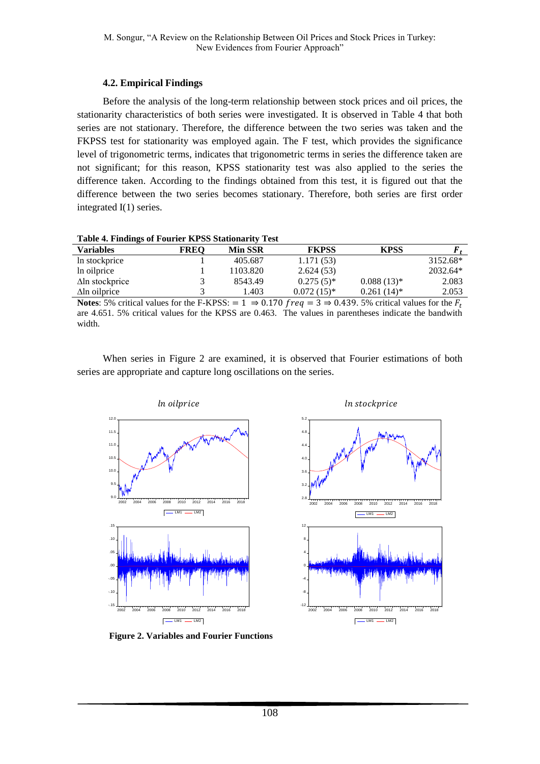### 4.2. Empirical Findings

Before the analysis of the long-term relationship between stock prices and oil prices, the stationarity characteristics of both series were investigated. It is observed in Table 4 that both series are not stationary. Therefore, the difference between the two series was taken and the FKPSS test for stationarity was employed again. The F test, which provides the significance level of trigonometric terms, indicates that trigonometric terms in series the difference taken are not significant; for this reason, KPSS stationarity test was also applied to the series the difference taken. According to the findings obtained from this test, it is figured out that the difference between the two series becomes stationary. Therefore, both series are first order integrated I(1) series.

**Table 4. Findings of Fourier KPSS Stationarity Test**

| Variables | FREQ | Min SSR | FKPSS | KPSS | $F_t$ |
|---|---|---|---|---|---|
| ln stockprice | 1 | 405.687 | 1.171 (53) | | 3152.68* |
| ln oilprice | 1 | 1103.820 | 2.624 (53) | | 2032.64* |
| Δln stockprice | 3 | 8543.49 | 0.275 (5)* | 0.088 (13)* | 2.083 |
| Δln oilprice | 3 | 1.403 | 0.072 (15)* | 0.261 (14)* | 2.053 |

**Notes**: 5% critical values for the F-KPSS: $= 1 \Rightarrow 0.170$ $freq = 3 \Rightarrow 0.439$. 5% critical values for the $F_t$ are 4.651. 5% critical values for the KPSS are 0.463. The values in parentheses indicate the bandwith width.

When series in Figure 2 are examined, it is observed that Fourier estimations of both series are appropriate and capture long oscillations on the series.

**Figure 2. Variables and Fourier Functions**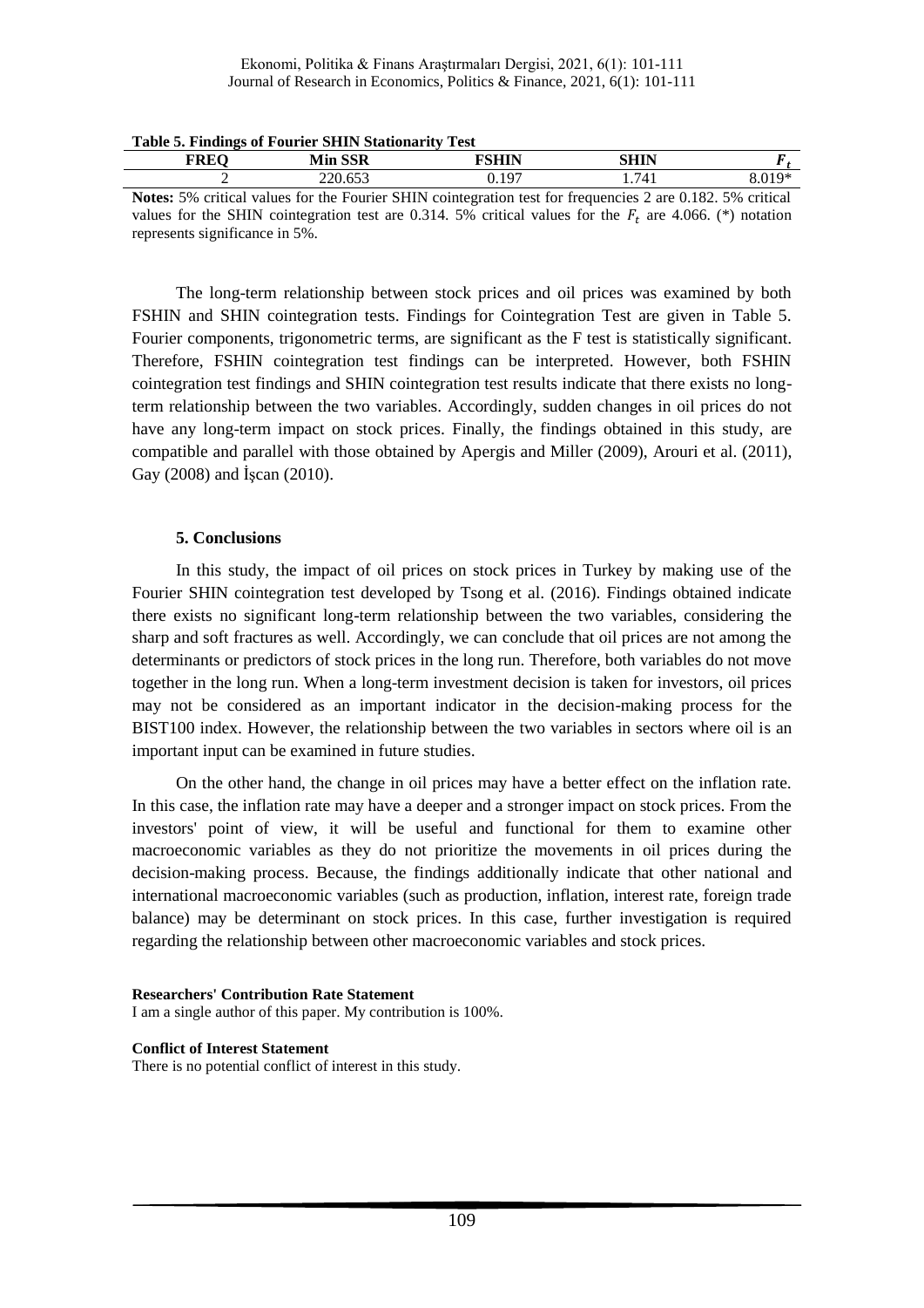**Table 5. Findings of Fourier SHIN Stationarity Test**

| FREQ | Min SSR | FSHIN | SHIN | $F_t$ |
|---|---|---|---|---|
| 2 | 220.653 | 0.197 | 1.741 | 8.019* |

**Notes:** 5% critical values for the Fourier SHIN cointegration test for frequencies 2 are 0.182. 5% critical values for the SHIN cointegration test are 0.314. 5% critical values for the $F_t$ are 4.066. (*) notation represents significance in 5%.

The long-term relationship between stock prices and oil prices was examined by both FSHIN and SHIN cointegration tests. Findings for Cointegration Test are given in Table 5. Fourier components, trigonometric terms, are significant as the F test is statistically significant. Therefore, FSHIN cointegration test findings can be interpreted. However, both FSHIN cointegration test findings and SHIN cointegration test results indicate that there exists no long-term relationship between the two variables. Accordingly, sudden changes in oil prices do not have any long-term impact on stock prices. Finally, the findings obtained in this study, are compatible and parallel with those obtained by Apergis and Miller (2009), Arouri et al. (2011), Gay (2008) and İşcan (2010).

## 5. Conclusions

In this study, the impact of oil prices on stock prices in Turkey by making use of the Fourier SHIN cointegration test developed by Tsong et al. (2016). Findings obtained indicate there exists no significant long-term relationship between the two variables, considering the sharp and soft fractures as well. Accordingly, we can conclude that oil prices are not among the determinants or predictors of stock prices in the long run. Therefore, both variables do not move together in the long run. When a long-term investment decision is taken for investors, oil prices may not be considered as an important indicator in the decision-making process for the BIST100 index. However, the relationship between the two variables in sectors where oil is an important input can be examined in future studies.

On the other hand, the change in oil prices may have a better effect on the inflation rate. In this case, the inflation rate may have a deeper and a stronger impact on stock prices. From the investors' point of view, it will be useful and functional for them to examine other macroeconomic variables as they do not prioritize the movements in oil prices during the decision-making process. Because, the findings additionally indicate that other national and international macroeconomic variables (such as production, inflation, interest rate, foreign trade balance) may be determinant on stock prices. In this case, further investigation is required regarding the relationship between other macroeconomic variables and stock prices.

**Researchers' Contribution Rate Statement**
I am a single author of this paper. My contribution is 100%.

**Conflict of Interest Statement**
There is no potential conflict of interest in this study.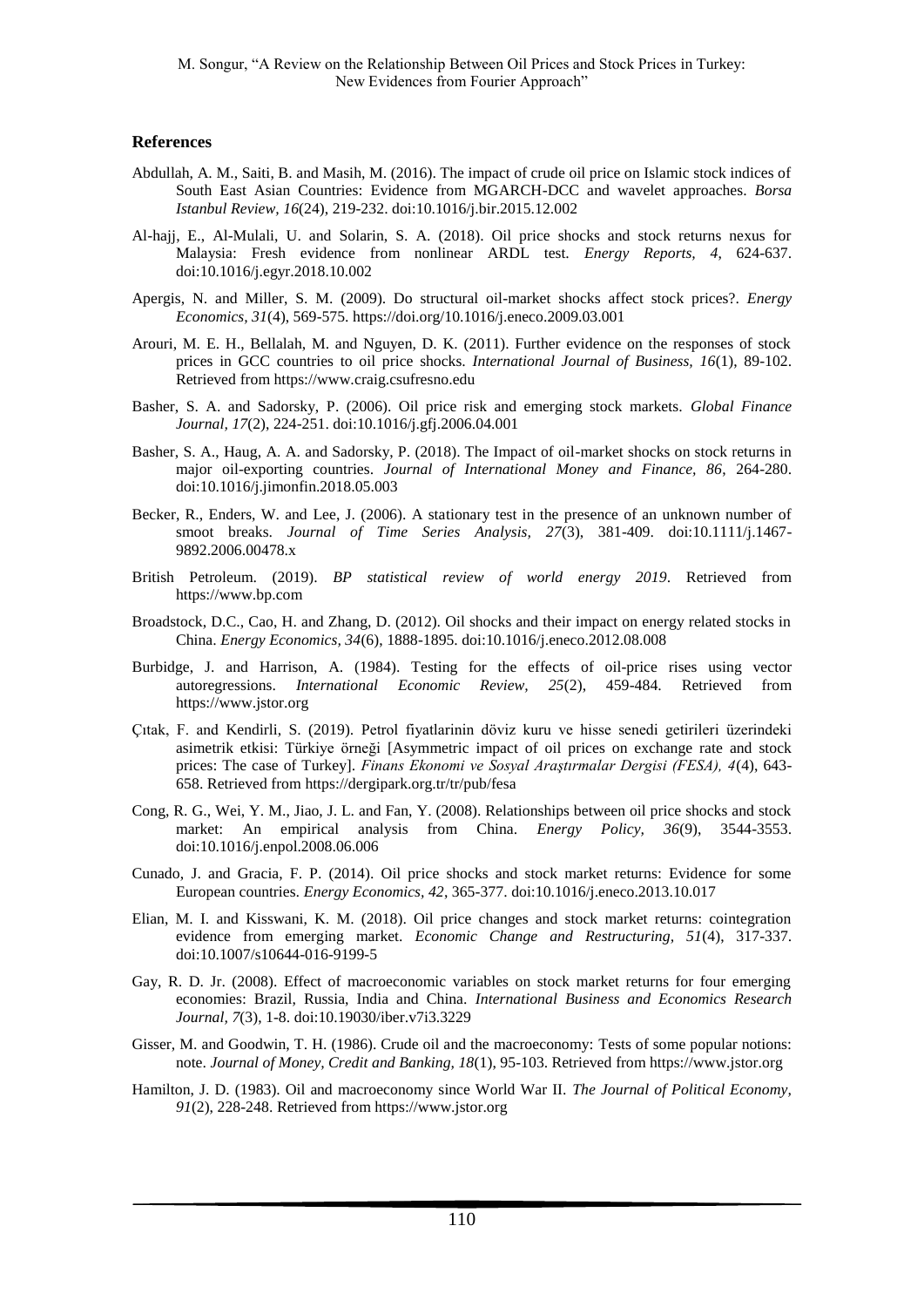## References

Abdullah, A. M., Saiti, B. and Masih, M. (2016). The impact of crude oil price on Islamic stock indices of South East Asian Countries: Evidence from MGARCH-DCC and wavelet approaches. *Borsa Istanbul Review, 16*(24), 219-232. doi:10.1016/j.bir.2015.12.002

Al-hajj, E., Al-Mulali, U. and Solarin, S. A. (2018). Oil price shocks and stock returns nexus for Malaysia: Fresh evidence from nonlinear ARDL test. *Energy Reports, 4,* 624-637. doi:10.1016/j.egyr.2018.10.002

Apergis, N. and Miller, S. M. (2009). Do structural oil-market shocks affect stock prices?. *Energy Economics, 31*(4), 569-575. https://doi.org/10.1016/j.eneco.2009.03.001

Arouri, M. E. H., Bellalah, M. and Nguyen, D. K. (2011). Further evidence on the responses of stock prices in GCC countries to oil price shocks. *International Journal of Business, 16*(1), 89-102. Retrieved from https://www.craig.csufresno.edu

Basher, S. A. and Sadorsky, P. (2006). Oil price risk and emerging stock markets. *Global Finance Journal, 17*(2), 224-251. doi:10.1016/j.gfj.2006.04.001

Basher, S. A., Haug, A. A. and Sadorsky, P. (2018). The Impact of oil-market shocks on stock returns in major oil-exporting countries. *Journal of International Money and Finance, 86*, 264-280. doi:10.1016/j.jimonfin.2018.05.003

Becker, R., Enders, W. and Lee, J. (2006). A stationary test in the presence of an unknown number of smoot breaks. *Journal of Time Series Analysis, 27*(3), 381-409. doi:10.1111/j.1467-9892.2006.00478.x

British Petroleum. (2019). *BP statistical review of world energy 2019*. Retrieved from https://www.bp.com

Broadstock, D.C., Cao, H. and Zhang, D. (2012). Oil shocks and their impact on energy related stocks in China. *Energy Economics, 34*(6), 1888-1895. doi:10.1016/j.eneco.2012.08.008

Burbidge, J. and Harrison, A. (1984). Testing for the effects of oil-price rises using vector autoregressions. *International Economic Review, 25*(2), 459-484. Retrieved from https://www.jstor.org

Çıtak, F. and Kendirli, S. (2019). Petrol fiyatlarinin döviz kuru ve hisse senedi getirileri üzerindeki asimetrik etkisi: Türkiye örneği [Asymmetric impact of oil prices on exchange rate and stock prices: The case of Turkey]. *Finans Ekonomi ve Sosyal Araştırmalar Dergisi (FESA), 4*(4), 643-658. Retrieved from https://dergipark.org.tr/tr/pub/fesa

Cong, R. G., Wei, Y. M., Jiao, J. L. and Fan, Y. (2008). Relationships between oil price shocks and stock market: An empirical analysis from China. *Energy Policy, 36*(9), 3544-3553. doi:10.1016/j.enpol.2008.06.006

Cunado, J. and Gracia, F. P. (2014). Oil price shocks and stock market returns: Evidence for some European countries. *Energy Economics, 42*, 365-377. doi:10.1016/j.eneco.2013.10.017

Elian, M. I. and Kisswani, K. M. (2018). Oil price changes and stock market returns: cointegration evidence from emerging market. *Economic Change and Restructuring, 51*(4), 317-337. doi:10.1007/s10644-016-9199-5

Gay, R. D. Jr. (2008). Effect of macroeconomic variables on stock market returns for four emerging economies: Brazil, Russia, India and China. *International Business and Economics Research Journal, 7*(3), 1-8. doi:10.19030/iber.v7i3.3229

Gisser, M. and Goodwin, T. H. (1986). Crude oil and the macroeconomy: Tests of some popular notions: note. *Journal of Money, Credit and Banking, 18*(1), 95-103. Retrieved from https://www.jstor.org

Hamilton, J. D. (1983). Oil and macroeconomy since World War II. *The Journal of Political Economy, 91*(2), 228-248. Retrieved from https://www.jstor.org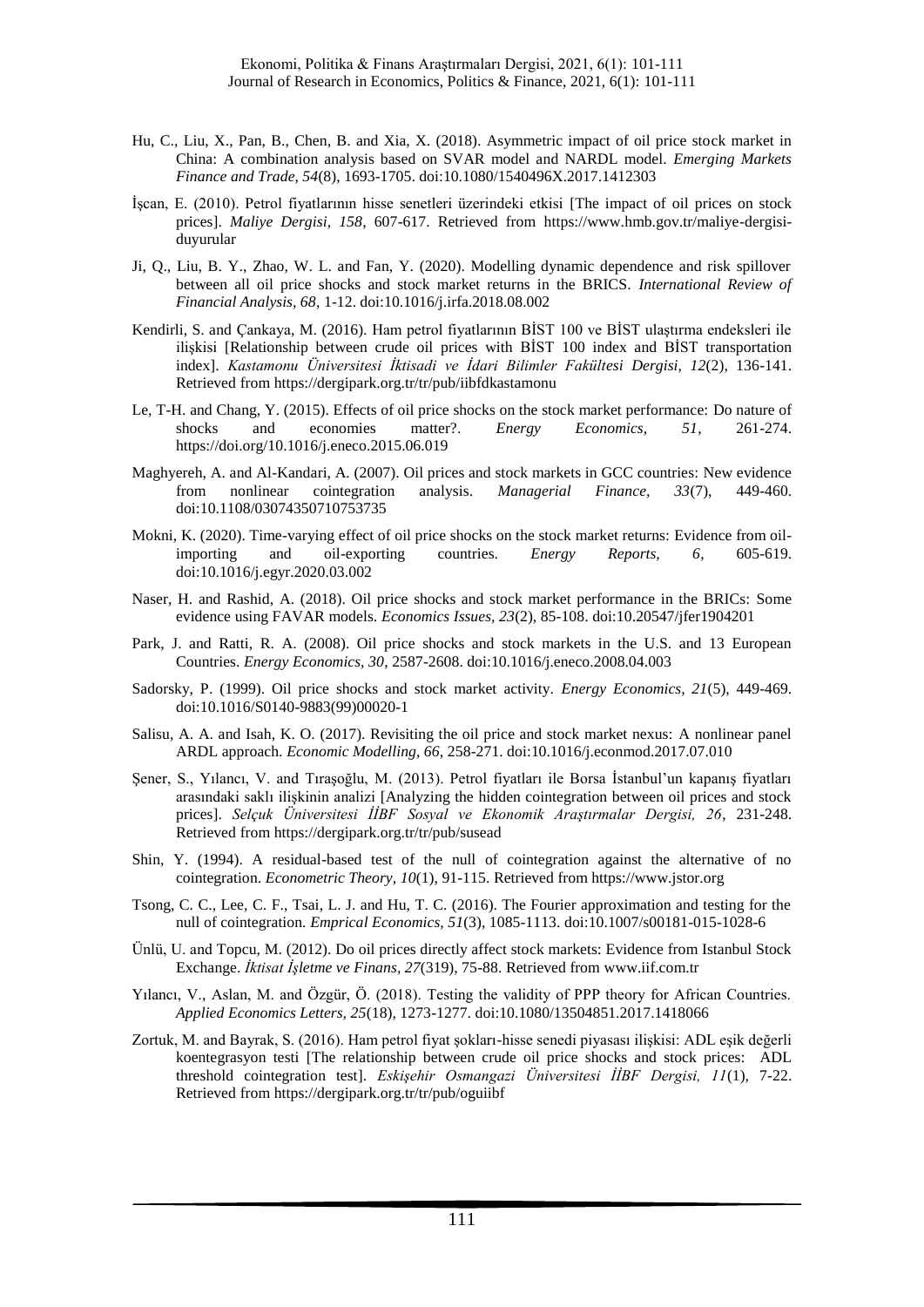Hu, C., Liu, X., Pan, B., Chen, B. and Xia, X. (2018). Asymmetric impact of oil price stock market in China: A combination analysis based on SVAR model and NARDL model. *Emerging Markets Finance and Trade, 54*(8), 1693-1705. doi:10.1080/1540496X.2017.1412303

İşcan, E. (2010). Petrol fiyatlarının hisse senetleri üzerindeki etkisi [The impact of oil prices on stock prices]. *Maliye Dergisi, 158*, 607-617. Retrieved from https://www.hmb.gov.tr/maliye-dergisi-duyurular

Ji, Q., Liu, B. Y., Zhao, W. L. and Fan, Y. (2020). Modelling dynamic dependence and risk spillover between all oil price shocks and stock market returns in the BRICS. *International Review of Financial Analysis, 68*, 1-12. doi:10.1016/j.irfa.2018.08.002

Kendirli, S. and Çankaya, M. (2016). Ham petrol fiyatlarının BİST 100 ve BİST ulaştırma endeksleri ile ilişkisi [Relationship between crude oil prices with BİST 100 index and BİST transportation index]. *Kastamonu Üniversitesi İktisadi ve İdari Bilimler Fakültesi Dergisi, 12*(2), 136-141. Retrieved from https://dergipark.org.tr/tr/pub/iibfdkastamonu

Le, T-H. and Chang, Y. (2015). Effects of oil price shocks on the stock market performance: Do nature of shocks and economies matter?. *Energy Economics, 51*, 261-274. https://doi.org/10.1016/j.eneco.2015.06.019

Maghyereh, A. and Al-Kandari, A. (2007). Oil prices and stock markets in GCC countries: New evidence from nonlinear cointegration analysis. *Managerial Finance, 33*(7), 449-460. doi:10.1108/03074350710753735

Mokni, K. (2020). Time-varying effect of oil price shocks on the stock market returns: Evidence from oil-importing and oil-exporting countries. *Energy Reports, 6*, 605-619. doi:10.1016/j.egyr.2020.03.002

Naser, H. and Rashid, A. (2018). Oil price shocks and stock market performance in the BRICs: Some evidence using FAVAR models. *Economics Issues, 23*(2), 85-108. doi:10.20547/jfer1904201

Park, J. and Ratti, R. A. (2008). Oil price shocks and stock markets in the U.S. and 13 European Countries. *Energy Economics, 30*, 2587-2608. doi:10.1016/j.eneco.2008.04.003

Sadorsky, P. (1999). Oil price shocks and stock market activity. *Energy Economics, 21*(5), 449-469. doi:10.1016/S0140-9883(99)00020-1

Salisu, A. A. and Isah, K. O. (2017). Revisiting the oil price and stock market nexus: A nonlinear panel ARDL approach. *Economic Modelling, 66*, 258-271. doi:10.1016/j.econmod.2017.07.010

Şener, S., Yılancı, V. and Tıraşoğlu, M. (2013). Petrol fiyatları ile Borsa İstanbul'un kapanış fiyatları arasındaki saklı ilişkinin analizi [Analyzing the hidden cointegration between oil prices and stock prices]. *Selçuk Üniversitesi İİBF Sosyal ve Ekonomik Araştırmalar Dergisi, 26*, 231-248. Retrieved from https://dergipark.org.tr/tr/pub/susead

Shin, Y. (1994). A residual-based test of the null of cointegration against the alternative of no cointegration. *Econometric Theory, 10*(1), 91-115. Retrieved from https://www.jstor.org

Tsong, C. C., Lee, C. F., Tsai, L. J. and Hu, T. C. (2016). The Fourier approximation and testing for the null of cointegration. *Emprical Economics, 51*(3), 1085-1113. doi:10.1007/s00181-015-1028-6

Ünlü, U. and Topcu, M. (2012). Do oil prices directly affect stock markets: Evidence from Istanbul Stock Exchange. *İktisat İşletme ve Finans, 27*(319), 75-88. Retrieved from www.iif.com.tr

Yılancı, V., Aslan, M. and Özgür, Ö. (2018). Testing the validity of PPP theory for African Countries. *Applied Economics Letters, 25*(18), 1273-1277. doi:10.1080/13504851.2017.1418066

Zortuk, M. and Bayrak, S. (2016). Ham petrol fiyat şokları-hisse senedi piyasası ilişkisi: ADL eşik değerli koentegrasyon testi [The relationship between crude oil price shocks and stock prices: ADL threshold cointegration test]. *Eskişehir Osmangazi Üniversitesi İİBF Dergisi, 11*(1), 7-22. Retrieved from https://dergipark.org.tr/tr/pub/oguiibf